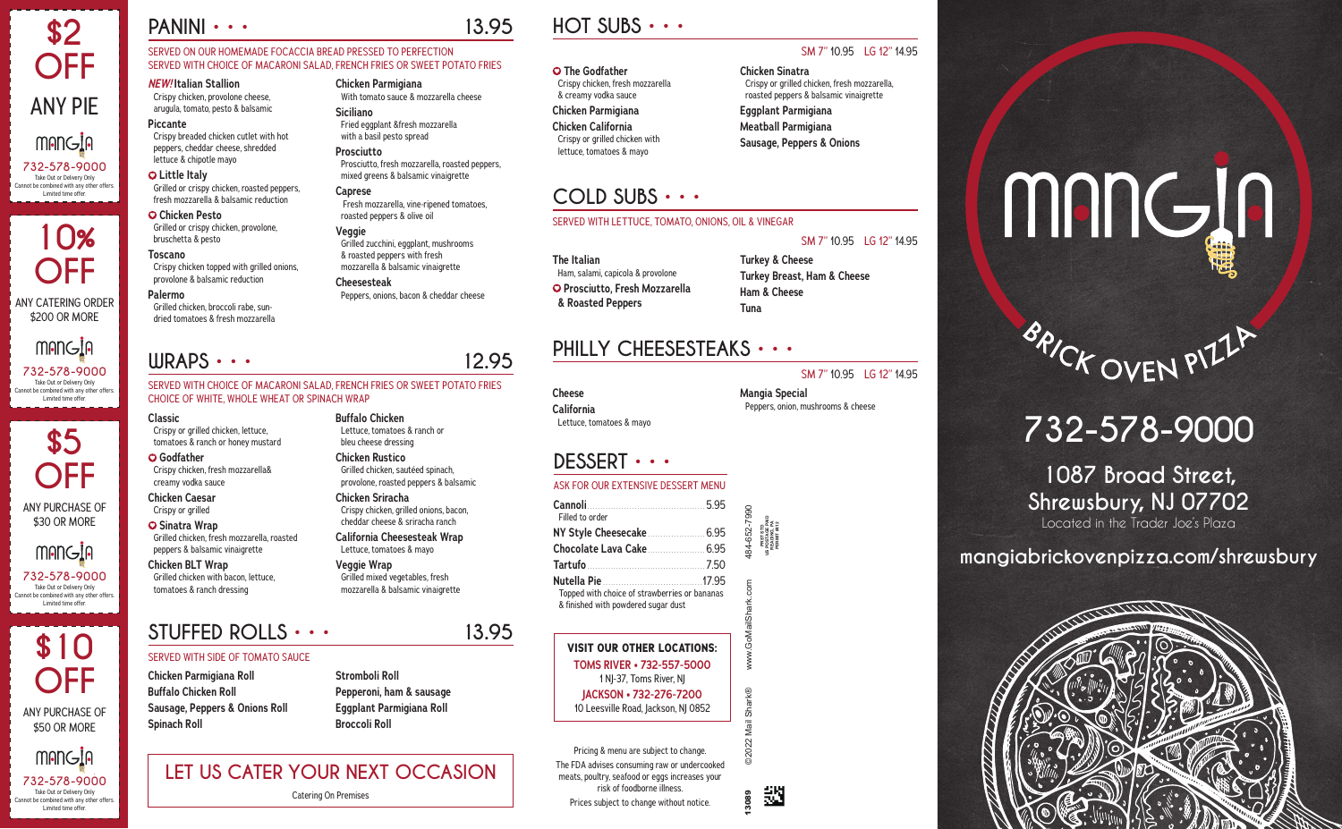# $2 OFF

ANY PIE

MANGIA

732-578-9000

Take Out or Delivery Only
Cannot be combined with any other offers.
Limited time offer.

# 10% OFF

ANY CATERING ORDER $200 OR MORE

MANGIA

732-578-9000

Take Out or Delivery Only
Cannot be combined with any other offers.
Limited time offer.

# $5 OFF

ANY PURCHASE OF $30 OR MORE

MANGIA

732-578-9000

Take Out or Delivery Only
Cannot be combined with any other offers.
Limited time offer.

# $10 OFF

ANY PURCHASE OF $50 OR MORE

MANGIA

732-578-9000

Take Out or Delivery Only
Cannot be combined with any other offers.
Limited time offer.

## PANINI • • • 13.95

SERVED ON OUR HOMEMADE FOCACCIA BREAD PRESSED TO PERFECTION
SERVED WITH CHOICE OF MACARONI SALAD, FRENCH FRIES OR SWEET POTATO FRIES

***NEW!* Italian Stallion**
Crispy chicken, provolone cheese, arugula, tomato, pesto & balsamic

**Piccante**
Crispy breaded chicken cutlet with hot peppers, cheddar cheese, shredded lettuce & chipotle mayo

**Little Italy**
Grilled or crispy chicken, roasted peppers, fresh mozzarella & balsamic reduction

**Chicken Pesto**
Grilled or crispy chicken, provolone, bruschetta & pesto

**Toscano**
Crispy chicken topped with grilled onions, provolone & balsamic reduction

**Palermo**
Grilled chicken, broccoli rabe, sun-dried tomatoes & fresh mozzarella

**Chicken Parmigiana**
With tomato sauce & mozzarella cheese

**Siciliano**
Fried eggplant &fresh mozzarella with a basil pesto spread

**Prosciutto**
Prosciutto, fresh mozzarella, roasted peppers, mixed greens & balsamic vinaigrette

**Caprese**
Fresh mozzarella, vine-ripened tomatoes, roasted peppers & olive oil

**Veggie**
Grilled zucchini, eggplant, mushrooms & roasted peppers with fresh mozzarella & balsamic vinaigrette

**Cheesesteak**
Peppers, onions, bacon & cheddar cheese

## WRAPS • • • 12.95

SERVED WITH CHOICE OF MACARONI SALAD, FRENCH FRIES OR SWEET POTATO FRIES
CHOICE OF WHITE, WHOLE WHEAT OR SPINACH WRAP

**Classic**
Crispy or grilled chicken, lettuce, tomatoes & ranch or honey mustard

**Godfather**
Crispy chicken, fresh mozzarella& creamy vodka sauce

**Chicken Caesar**
Crispy or grilled

**Sinatra Wrap**
Grilled chicken, fresh mozzarella, roasted peppers & balsamic vinaigrette

**Chicken BLT Wrap**
Grilled chicken with bacon, lettuce, tomatoes & ranch dressing

**Buffalo Chicken**
Lettuce, tomatoes & ranch or bleu cheese dressing

**Chicken Rustico**
Grilled chicken, sautéed spinach, provolone, roasted peppers & balsamic

**Chicken Sriracha**
Crispy chicken, grilled onions, bacon, cheddar cheese & sriracha ranch

**California Cheesesteak Wrap**
Lettuce, tomatoes & mayo

**Veggie Wrap**
Grilled mixed vegetables, fresh mozzarella & balsamic vinaigrette

## STUFFED ROLLS • • • 13.95

SERVED WITH SIDE OF TOMATO SAUCE

**Chicken Parmigiana Roll**
**Buffalo Chicken Roll**
**Sausage, Peppers & Onions Roll**
**Spinach Roll**
**Stromboli Roll**
**Pepperoni, ham & sausage**
**Eggplant Parmigiana Roll**
**Broccoli Roll**

## LET US CATER YOUR NEXT OCCASION

Catering On Premises

## HOT SUBS • • •

SM 7" 10.95 LG 12" 14.95

**The Godfather**
Crispy chicken, fresh mozzarella & creamy vodka sauce

**Chicken Parmigiana**

**Chicken California**
Crispy or grilled chicken with lettuce, tomatoes & mayo

**Chicken Sinatra**
Crispy or grilled chicken, fresh mozzarella, roasted peppers & balsamic vinaigrette

**Eggplant Parmigiana**
**Meatball Parmigiana**
**Sausage, Peppers & Onions**

## COLD SUBS • • •

SERVED WITH LETTUCE, TOMATO, ONIONS, OIL & VINEGAR

SM 7" 10.95 LG 12" 14.95

**The Italian**
Ham, salami, capicola & provolone

**Prosciutto, Fresh Mozzarella & Roasted Peppers**

**Turkey & Cheese**
**Turkey Breast, Ham & Cheese**
**Ham & Cheese**
**Tuna**

## PHILLY CHEESESTEAKS • • •

SM 7" 10.95 LG 12" 14.95

**Cheese**

**California**
Lettuce, tomatoes & mayo

**Mangia Special**
Peppers, onion, mushrooms & cheese

## DESSERT • • •

ASK FOR OUR EXTENSIVE DESSERT MENU

**Cannoli** .......... 5.95
Filled to order

**NY Style Cheesecake** .......... 6.95

**Chocolate Lava Cake** .......... 6.95

**Tartufo** .......... 7.50

**Nutella Pie** .......... 17.95
Topped with choice of strawberries or bananas & finished with powdered sugar dust

**VISIT OUR OTHER LOCATIONS:**
TOMS RIVER • 732-557-5000
1 NJ-37, Toms River, NJ
JACKSON • 732-276-7200
10 Leesville Road, Jackson, NJ 0852

Pricing & menu are subject to change.
The FDA advises consuming raw or undercooked meats, poultry, seafood or eggs increases your risk of foodborne illness.
Prices subject to change without notice.

©2022 Mail Shark® www.GoMailShark.com 484-652-7990

13089

# MANGIA

BRICK OVEN PIZZA

# 732-578-9000

1087 Broad Street, Shrewsbury, NJ 07702
Located in the Trader Joe's Plaza

mangiabrickovenpizza.com/shrewsbury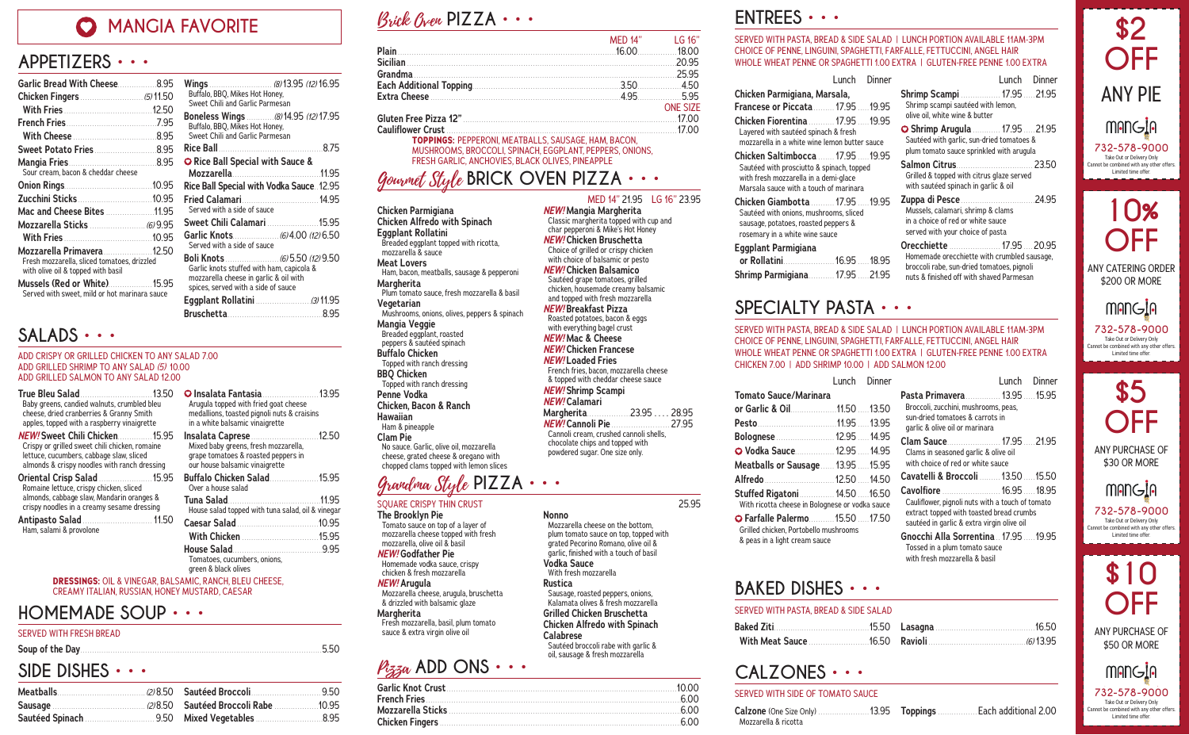# MANGIA FAVORITE

## APPETIZERS • • •

| | |
|---|---|
| Garlic Bread With Cheese | 8.95 |
| Chicken Fingers | (5) 11.50 |
| With Fries | 12.50 |
| French Fries | 7.95 |
| With Cheese | 8.95 |
| Sweet Potato Fries | 8.95 |
| Mangia Fries | 8.95 |
| Sour cream, bacon & cheddar cheese | |
| Onion Rings | 10.95 |
| Zucchini Sticks | 10.95 |
| Mac and Cheese Bites | 11.95 |
| Mozzarella Sticks | (6) 9.95 |
| With Fries | 10.95 |
| Mozzarella Primavera | 12.50 |
| Fresh mozzarella, sliced tomatoes, drizzled with olive oil & topped with basil | |
| Mussels (Red or White) | 15.95 |
| Served with sweet, mild or hot marinara sauce | |
| Wings | (8) 13.95 (12) 16.95 |
| Buffalo, BBQ, Mikes Hot Honey, Sweet Chili and Garlic Parmesan | |
| Boneless Wings | (8) 14.95 (12) 17.95 |
| Buffalo, BBQ, Mikes Hot Honey, Sweet Chili and Garlic Parmesan | |
| Rice Ball | 8.75 |
| Rice Ball Special with Sauce & Mozzarella | 11.95 |
| Rice Ball Special with Vodka Sauce | 12.95 |
| Fried Calamari | 14.95 |
| Served with a side of sauce | |
| Sweet Chili Calamari | 15.95 |
| Garlic Knots | (6) 4.00 (12) 6.50 |
| Served with a side of sauce | |
| Boli Knots | (6) 5.50 (12) 9.50 |
| Garlic knots stuffed with ham, capicola & mozzarella cheese in garlic & oil with spices, served with a side of sauce | |
| Eggplant Rollatini | (3) 11.95 |
| Bruschetta | 8.95 |

## SALADS • • •

ADD CRISPY OR GRILLED CHICKEN TO ANY SALAD 7.00
ADD GRILLED SHRIMP TO ANY SALAD (5) 10.00
ADD GRILLED SALMON TO ANY SALAD 12.00

| | |
|---|---|
| True Bleu Salad | 13.50 |
| Baby greens, candied walnuts, crumbled bleu cheese, dried cranberries & Granny Smith apples, topped with a raspberry vinaigrette | |
| NEW! Sweet Chili Chicken | 15.95 |
| Crispy or grilled sweet chili chicken, romaine lettuce, cucumbers, cabbage slaw, sliced almonds & crispy noodles with ranch dressing | |
| Oriental Crisp Salad | 15.95 |
| Romaine lettuce, crispy chicken, sliced almonds, cabbage slaw, Mandarin oranges & crispy noodles in a creamy sesame dressing | |
| Antipasto Salad | 11.50 |
| Ham, salami & provolone | |
| Insalata Fantasia | 13.95 |
| Arugula topped with fried goat cheese medallions, toasted pignoli nuts & craisins in a white balsamic vinaigrette | |
| Insalata Caprese | 12.50 |
| Mixed baby greens, fresh mozzarella, grape tomatoes & roasted peppers in our house balsamic vinaigrette | |
| Buffalo Chicken Salad | 15.95 |
| Over a house salad | |
| Tuna Salad | 11.95 |
| House salad topped with tuna salad, oil & vinegar | |
| Caesar Salad | 10.95 |
| With Chicken | 15.95 |
| House Salad | 9.95 |
| Tomatoes, cucumbers, onions, green & black olives | |

**DRESSINGS:** OIL & VINEGAR, BALSAMIC, RANCH, BLEU CHEESE, CREAMY ITALIAN, RUSSIAN, HONEY MUSTARD, CAESAR

## HOMEMADE SOUP • • •

SERVED WITH FRESH BREAD

Soup of the Day 5.50

## SIDE DISHES • • •

| | |
|---|---|
| Meatballs | (2) 8.50 |
| Sausage | (2) 8.50 |
| Sautéed Spinach | 9.50 |
| Sautéed Broccoli | 9.50 |
| Sautéed Broccoli Rabe | 10.95 |
| Mixed Vegetables | 8.95 |

## Brick Oven PIZZA • • •

| | MED 14" | LG 16" |
|---|---|---|
| Plain | 16.00 | 18.00 |
| Sicilian | | 20.95 |
| Grandma | | 25.95 |
| Each Additional Topping | 3.50 | 4.50 |
| Extra Cheese | 4.95 | 5.95 |
| | | ONE SIZE |
| Gluten Free Pizza 12" | | 17.00 |
| Cauliflower Crust | | 17.00 |

**TOPPINGS:** PEPPERONI, MEATBALLS, SAUSAGE, HAM, BACON, MUSHROOMS, BROCCOLI, SPINACH, EGGPLANT, PEPPERS, ONIONS, FRESH GARLIC, ANCHOVIES, BLACK OLIVES, PINEAPPLE

## Gourmet Style BRICK OVEN PIZZA • • •

MED 14" 21.95 LG 16" 23.95

**Chicken Parmigiana**

**Chicken Alfredo with Spinach**

**Eggplant Rollatini**
Breaded eggplant topped with ricotta, mozzarella & sauce

**Meat Lovers**
Ham, bacon, meatballs, sausage & pepperoni

**Margherita**
Plum tomato sauce, fresh mozzarella & basil

**Vegetarian**
Mushrooms, onions, olives, peppers & spinach

**Mangia Veggie**
Breaded eggplant, roasted peppers & sautéed spinach

**Buffalo Chicken**
Topped with ranch dressing

**BBQ Chicken**
Topped with ranch dressing

**Penne Vodka**

**Chicken, Bacon & Ranch**

**Hawaiian**
Ham & pineapple

**Clam Pie**
No sauce. Garlic, olive oil, mozzarella cheese, grated cheese & oregano with chopped clams topped with lemon slices

**NEW! Mangia Margherita**
Classic margherita topped with cup and char pepperoni & Mike's Hot Honey

**NEW! Chicken Bruschetta**
Choice of grilled or crispy chicken with choice of balsamic or pesto

**NEW! Chicken Balsamico**
Sautéed grape tomatoes, grilled chicken, housemade creamy balsamic and topped with fresh mozzarella

**NEW! Breakfast Pizza**
Roasted potatoes, bacon & eggs with everything bagel crust

**NEW! Mac & Cheese**

**NEW! Chicken Francese**

**NEW! Loaded Fries**
French fries, bacon, mozzarella cheese & topped with cheddar cheese sauce

**NEW! Shrimp Scampi**

**NEW! Calamari**

**Margherita** 23.95 .... 28.95

**NEW! Cannoli Pie** 27.95
Cannoli cream, crushed cannoli shells, chocolate chips and topped with powdered sugar. One size only.

## Grandma Style PIZZA • • •

SQUARE CRISPY THIN CRUST 25.95

**The Brooklyn Pie**
Tomato sauce on top of a layer of mozzarella cheese topped with fresh mozzarella, olive oil & basil

**NEW! Godfather Pie**
Homemade vodka sauce, crispy chicken & fresh mozzarella

**NEW! Arugula**
Mozzarella cheese, arugula, bruschetta & drizzled with balsamic glaze

**Margherita**
Fresh mozzarella, basil, plum tomato sauce & extra virgin olive oil

**Nonno**
Mozzarella cheese on the bottom, plum tomato sauce on top, topped with grated Pecorino Romano, olive oil & garlic, finished with a touch of basil

**Vodka Sauce**
With fresh mozzarella

**Rustica**
Sausage, roasted peppers, onions, Kalamata olives & fresh mozzarella

**Grilled Chicken Bruschetta**

**Chicken Alfredo with Spinach**

**Calabrese**
Sautéed broccoli rabe with garlic & oil, sausage & fresh mozzarella

## Pizza ADD ONS • • •

| | |
|---|---|
| Garlic Knot Crust | 10.00 |
| French Fries | 6.00 |
| Mozzarella Sticks | 6.00 |
| Chicken Fingers | 6.00 |

## ENTREES • • •

SERVED WITH PASTA, BREAD & SIDE SALAD | LUNCH PORTION AVAILABLE 11AM-3PM
CHOICE OF PENNE, LINGUINI, SPAGHETTI, FARFALLE, FETTUCCINI, ANGEL HAIR
WHOLE WHEAT PENNE OR SPAGHETTI 1.00 EXTRA | GLUTEN-FREE PENNE 1.00 EXTRA

| | Lunch | Dinner |
|---|---|---|
| Chicken Parmigiana, Marsala, Francese or Piccata | 17.95 | 19.95 |
| Chicken Fiorentina | 17.95 | 19.95 |
| Layered with sautéed spinach & fresh mozzarella in a white wine lemon butter sauce | | |
| Chicken Saltimbocca | 17.95 | 19.95 |
| Sautéed with prosciutto & spinach, topped with fresh mozzarella in a demi-glace Marsala sauce with a touch of marinara | | |
| Chicken Giambotta | 17.95 | 19.95 |
| Sautéed with onions, mushrooms, sliced sausage, potatoes, roasted peppers & rosemary in a white wine sauce | | |
| Eggplant Parmigiana or Rollatini | 16.95 | 18.95 |
| Shrimp Parmigiana | 17.95 | 21.95 |
| Shrimp Scampi | 17.95 | 21.95 |
| Shrimp scampi sautéed with lemon, olive oil, white wine & butter | | |
| Shrimp Arugula | 17.95 | 21.95 |
| Sautéed with garlic, sun-dried tomatoes & plum tomato sauce sprinkled with arugula | | |
| Salmon Citrus | | 23.50 |
| Grilled & topped with citrus glaze served with sautéed spinach in garlic & oil | | |
| Zuppa di Pesce | | 24.95 |
| Mussels, calamari, shrimp & clams in a choice of red or white sauce served with your choice of pasta | | |
| Orecchiette | 17.95 | 20.95 |
| Homemade orecchiette with crumbled sausage, broccoli rabe, sun-dried tomatoes, pignoli nuts & finished off with shaved Parmesan | | |

## SPECIALTY PASTA • • •

SERVED WITH PASTA, BREAD & SIDE SALAD | LUNCH PORTION AVAILABLE 11AM-3PM
CHOICE OF PENNE, LINGUINI, SPAGHETTI, FARFALLE, FETTUCCINI, ANGEL HAIR
WHOLE WHEAT PENNE OR SPAGHETTI 1.00 EXTRA | GLUTEN-FREE PENNE 1.00 EXTRA
CHICKEN 7.00 | ADD SHRIMP 10.00 | ADD SALMON 12.00

| | Lunch | Dinner |
|---|---|---|
| Tomato Sauce/Marinara or Garlic & Oil | 11.50 | 13.50 |
| Pesto | 11.95 | 13.95 |
| Bolognese | 12.95 | 14.95 |
| Vodka Sauce | 12.95 | 14.95 |
| Meatballs or Sausage | 13.95 | 15.95 |
| Alfredo | 12.50 | 14.50 |
| Stuffed Rigatoni | 14.50 | 16.50 |
| With ricotta cheese in Bolognese or vodka sauce | | |
| Farfalle Palermo | 15.50 | 17.50 |
| Grilled chicken, Portobello mushrooms & peas in a light cream sauce | | |
| Pasta Primavera | 13.95 | 15.95 |
| Broccoli, zucchini, mushrooms, peas, sun-dried tomatoes & carrots in garlic & olive oil or marinara | | |
| Clam Sauce | 17.95 | 21.95 |
| Clams in seasoned garlic & olive oil with choice of red or white sauce | | |
| Cavatelli & Broccoli | 13.50 | 15.50 |
| Cavolfiore | 16.95 | 18.95 |
| Cauliflower, pignoli nuts with a touch of tomato extract topped with toasted bread crumbs sautéed in garlic & extra virgin olive oil | | |
| Gnocchi Alla Sorrentina | 17.95 | 19.95 |
| Tossed in a plum tomato sauce with fresh mozzarella & basil | | |

## BAKED DISHES • • •

SERVED WITH PASTA, BREAD & SIDE SALAD

| | |
|---|---|
| Baked Ziti | 15.50 |
| With Meat Sauce | 16.50 |
| Lasagna | 16.50 |
| Ravioli | (6) 13.95 |

## CALZONES • • •

SERVED WITH SIDE OF TOMATO SAUCE

Calzone (One Size Only) 13.95
Mozzarella & ricotta

Toppings Each additional 2.00

---

**$2 OFF** ANY PIE
MANGIA 732-578-9000
Take Out or Delivery Only. Cannot be combined with any other offers. Limited time offer.

**10% OFF** ANY CATERING ORDER $200 OR MORE
MANGIA 732-578-9000
Take Out or Delivery Only. Cannot be combined with any other offers. Limited time offer.

**$5 OFF** ANY PURCHASE OF $30 OR MORE
MANGIA 732-578-9000
Take Out or Delivery Only. Cannot be combined with any other offers. Limited time offer.

**$10 OFF** ANY PURCHASE OF $50 OR MORE
MANGIA 732-578-9000
Take Out or Delivery Only. Cannot be combined with any other offers. Limited time offer.